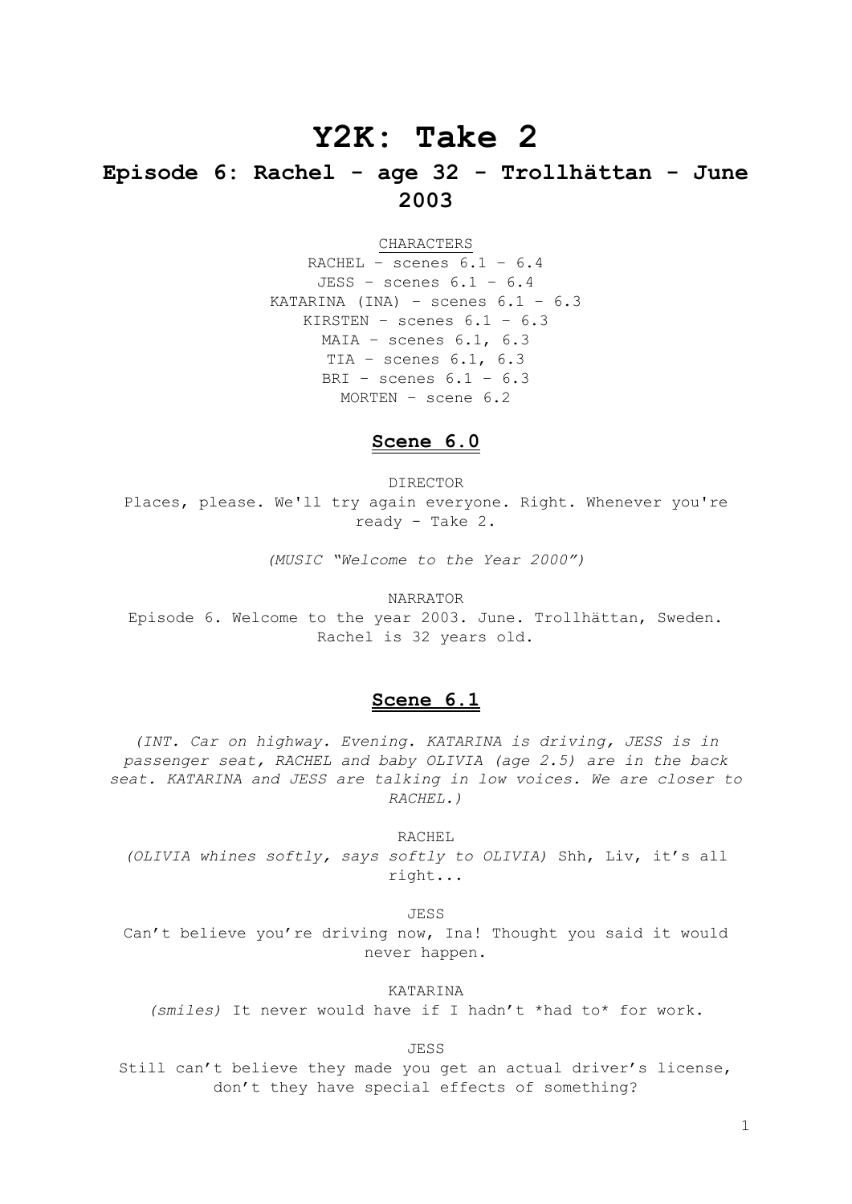# Y2K: Take 2

## Episode 6: Rachel - age 32 - Trollhättan - June 2003

CHARACTERS

RACHEL – scenes 6.1 – 6.4
JESS – scenes 6.1 – 6.4
KATARINA (INA) – scenes 6.1 – 6.3
KIRSTEN – scenes 6.1 – 6.3
MAIA – scenes 6.1, 6.3
TIA – scenes 6.1, 6.3
BRI – scenes 6.1 – 6.3
MORTEN – scene 6.2

### Scene 6.0

DIRECTOR
Places, please. We'll try again everyone. Right. Whenever you're ready - Take 2.

*(MUSIC "Welcome to the Year 2000")*

NARRATOR
Episode 6. Welcome to the year 2003. June. Trollhättan, Sweden. Rachel is 32 years old.

### Scene 6.1

*(INT. Car on highway. Evening. KATARINA is driving, JESS is in passenger seat, RACHEL and baby OLIVIA (age 2.5) are in the back seat. KATARINA and JESS are talking in low voices. We are closer to RACHEL.)*

RACHEL
*(OLIVIA whines softly, says softly to OLIVIA)* Shh, Liv, it's all right...

JESS
Can't believe you're driving now, Ina! Thought you said it would never happen.

KATARINA
*(smiles)* It never would have if I hadn't *had to* for work.

JESS
Still can't believe they made you get an actual driver's license, don't they have special effects of something?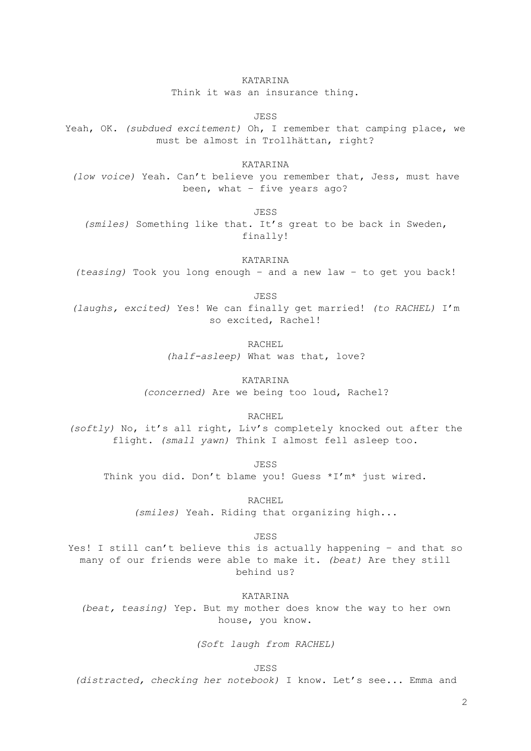KATARINA

Think it was an insurance thing.

JESS

Yeah, OK. *(subdued excitement)* Oh, I remember that camping place, we must be almost in Trollhättan, right?

KATARINA

*(low voice)* Yeah. Can't believe you remember that, Jess, must have been, what – five years ago?

JESS

*(smiles)* Something like that. It's great to be back in Sweden, finally!

KATARINA

*(teasing)* Took you long enough – and a new law – to get you back!

JESS

*(laughs, excited)* Yes! We can finally get married! *(to RACHEL)* I'm so excited, Rachel!

RACHEL

*(half-asleep)* What was that, love?

KATARINA

*(concerned)* Are we being too loud, Rachel?

RACHEL

*(softly)* No, it's all right, Liv's completely knocked out after the flight. *(small yawn)* Think I almost fell asleep too.

JESS

Think you did. Don't blame you! Guess *I'm* just wired.

RACHEL

*(smiles)* Yeah. Riding that organizing high...

JESS

Yes! I still can't believe this is actually happening – and that so many of our friends were able to make it. *(beat)* Are they still behind us?

KATARINA

*(beat, teasing)* Yep. But my mother does know the way to her own house, you know.

*(Soft laugh from RACHEL)*

JESS

*(distracted, checking her notebook)* I know. Let's see... Emma and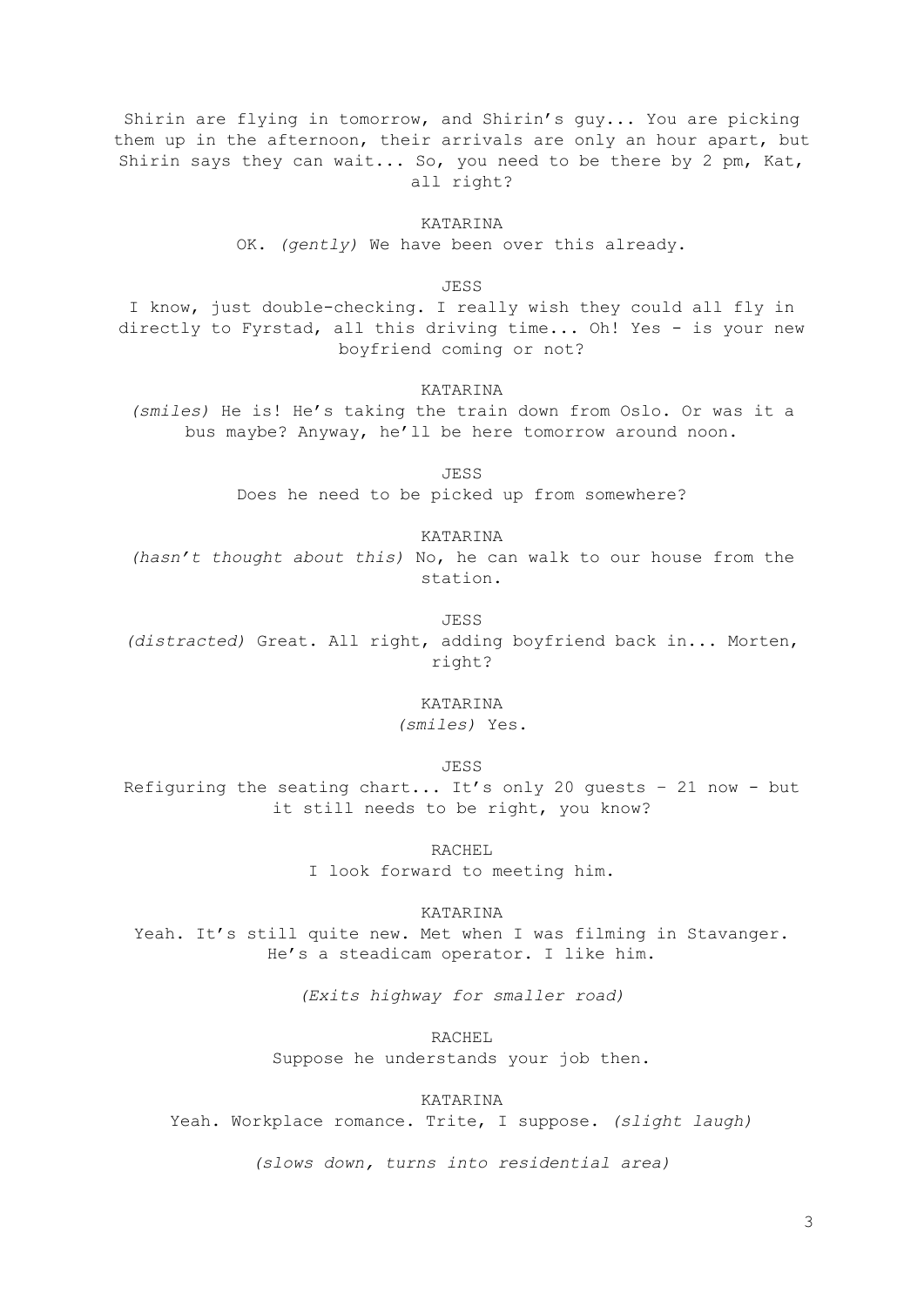Shirin are flying in tomorrow, and Shirin's guy... You are picking them up in the afternoon, their arrivals are only an hour apart, but Shirin says they can wait... So, you need to be there by 2 pm, Kat, all right?

KATARINA

OK. *(gently)* We have been over this already.

JESS

I know, just double-checking. I really wish they could all fly in directly to Fyrstad, all this driving time... Oh! Yes - is your new boyfriend coming or not?

KATARINA

*(smiles)* He is! He's taking the train down from Oslo. Or was it a bus maybe? Anyway, he'll be here tomorrow around noon.

JESS

Does he need to be picked up from somewhere?

KATARINA

*(hasn't thought about this)* No, he can walk to our house from the station.

JESS

*(distracted)* Great. All right, adding boyfriend back in... Morten, right?

KATARINA

*(smiles)* Yes.

JESS

Refiguring the seating chart... It's only 20 guests – 21 now - but it still needs to be right, you know?

RACHEL

I look forward to meeting him.

KATARINA

Yeah. It's still quite new. Met when I was filming in Stavanger. He's a steadicam operator. I like him.

*(Exits highway for smaller road)*

RACHEL

Suppose he understands your job then.

KATARINA

Yeah. Workplace romance. Trite, I suppose. *(slight laugh)*

*(slows down, turns into residential area)*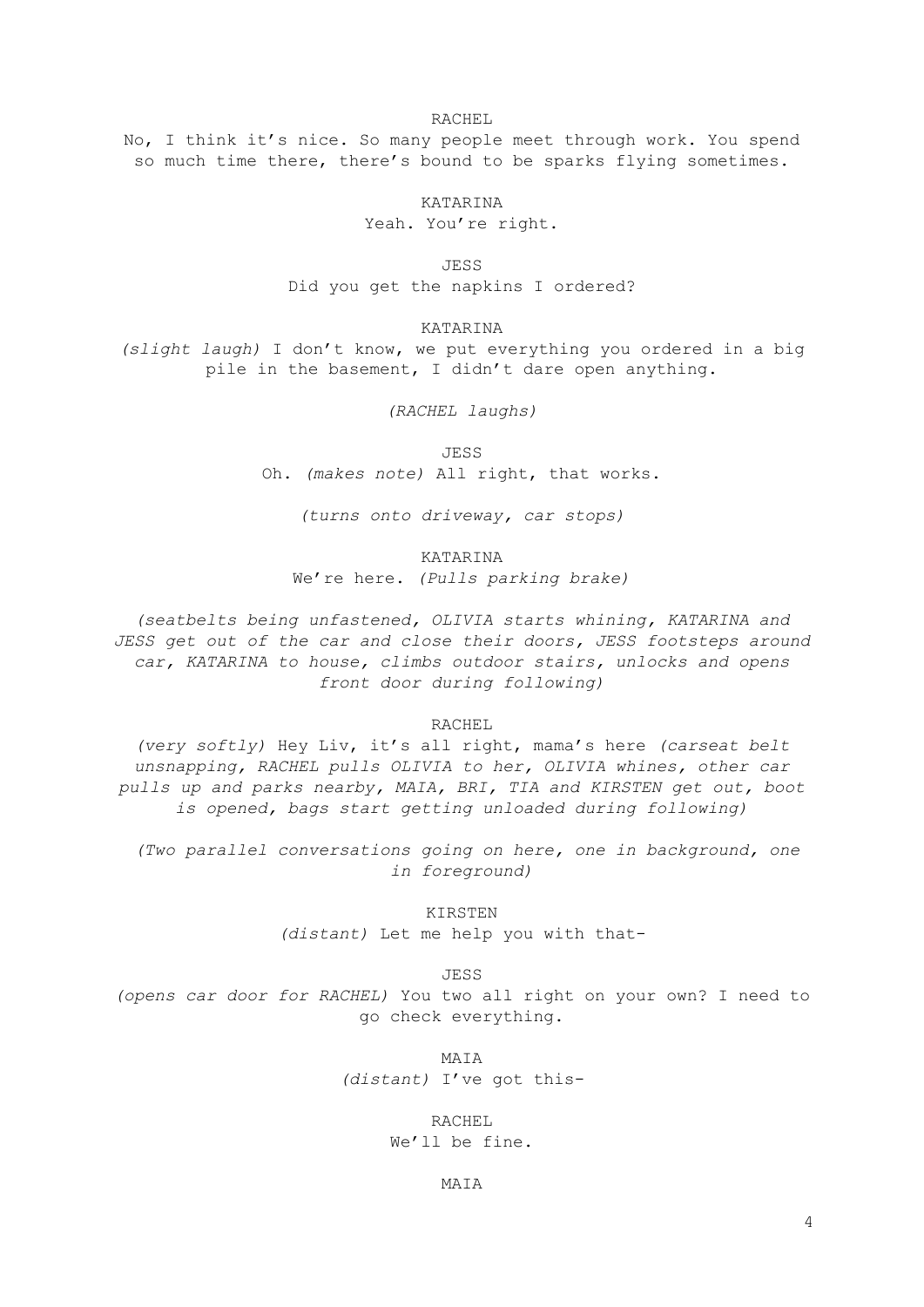RACHEL

No, I think it's nice. So many people meet through work. You spend so much time there, there's bound to be sparks flying sometimes.

KATARINA

Yeah. You're right.

JESS

Did you get the napkins I ordered?

KATARINA

*(slight laugh)* I don't know, we put everything you ordered in a big pile in the basement, I didn't dare open anything.

*(RACHEL laughs)*

JESS

Oh. *(makes note)* All right, that works.

*(turns onto driveway, car stops)*

KATARINA

We're here. *(Pulls parking brake)*

*(seatbelts being unfastened, OLIVIA starts whining, KATARINA and JESS get out of the car and close their doors, JESS footsteps around car, KATARINA to house, climbs outdoor stairs, unlocks and opens front door during following)*

RACHEL

*(very softly)* Hey Liv, it's all right, mama's here *(carseat belt unsnapping, RACHEL pulls OLIVIA to her, OLIVIA whines, other car pulls up and parks nearby, MAIA, BRI, TIA and KIRSTEN get out, boot is opened, bags start getting unloaded during following)*

*(Two parallel conversations going on here, one in background, one in foreground)*

KIRSTEN

*(distant)* Let me help you with that-

JESS

*(opens car door for RACHEL)* You two all right on your own? I need to go check everything.

MAIA

*(distant)* I've got this-

RACHEL

We'll be fine.

MAIA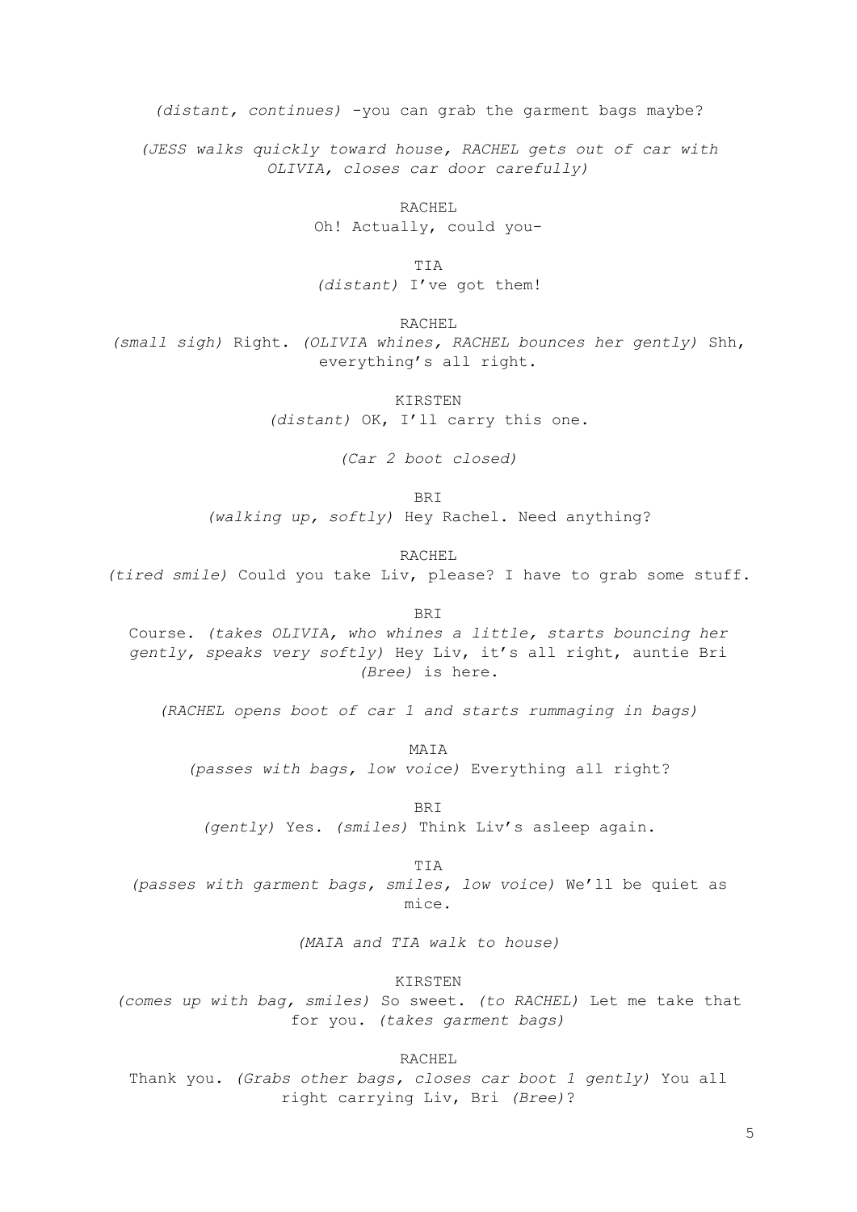*(distant, continues)* -you can grab the garment bags maybe?

*(JESS walks quickly toward house, RACHEL gets out of car with OLIVIA, closes car door carefully)*

RACHEL
Oh! Actually, could you-

TIA
*(distant)* I've got them!

RACHEL
*(small sigh)* Right. *(OLIVIA whines, RACHEL bounces her gently)* Shh, everything's all right.

KIRSTEN
*(distant)* OK, I'll carry this one.

*(Car 2 boot closed)*

BRI
*(walking up, softly)* Hey Rachel. Need anything?

RACHEL
*(tired smile)* Could you take Liv, please? I have to grab some stuff.

BRI
Course. *(takes OLIVIA, who whines a little, starts bouncing her gently, speaks very softly)* Hey Liv, it's all right, auntie Bri *(Bree)* is here.

*(RACHEL opens boot of car 1 and starts rummaging in bags)*

MAIA
*(passes with bags, low voice)* Everything all right?

BRI
*(gently)* Yes. *(smiles)* Think Liv's asleep again.

TIA
*(passes with garment bags, smiles, low voice)* We'll be quiet as mice.

*(MAIA and TIA walk to house)*

KIRSTEN
*(comes up with bag, smiles)* So sweet. *(to RACHEL)* Let me take that for you. *(takes garment bags)*

RACHEL
Thank you. *(Grabs other bags, closes car boot 1 gently)* You all right carrying Liv, Bri *(Bree)*?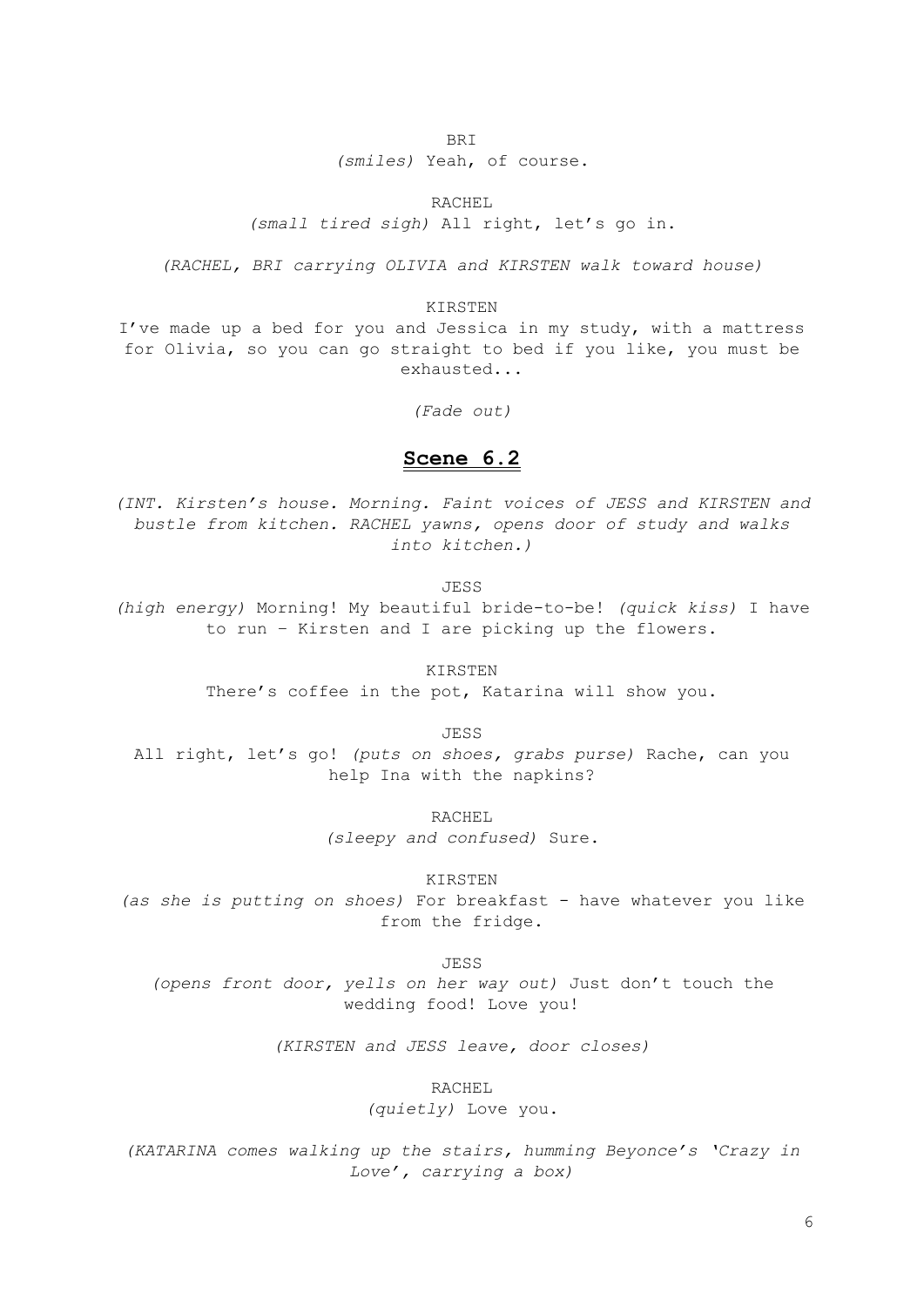BRI

*(smiles)* Yeah, of course.

RACHEL

*(small tired sigh)* All right, let's go in.

*(RACHEL, BRI carrying OLIVIA and KIRSTEN walk toward house)*

KIRSTEN

I've made up a bed for you and Jessica in my study, with a mattress for Olivia, so you can go straight to bed if you like, you must be exhausted...

*(Fade out)*

## **Scene 6.2**

*(INT. Kirsten's house. Morning. Faint voices of JESS and KIRSTEN and bustle from kitchen. RACHEL yawns, opens door of study and walks into kitchen.)*

JESS

*(high energy)* Morning! My beautiful bride-to-be! *(quick kiss)* I have to run – Kirsten and I are picking up the flowers.

KIRSTEN

There's coffee in the pot, Katarina will show you.

JESS

All right, let's go! *(puts on shoes, grabs purse)* Rache, can you help Ina with the napkins?

RACHEL

*(sleepy and confused)* Sure.

KIRSTEN

*(as she is putting on shoes)* For breakfast - have whatever you like from the fridge.

JESS

*(opens front door, yells on her way out)* Just don't touch the wedding food! Love you!

*(KIRSTEN and JESS leave, door closes)*

RACHEL

*(quietly)* Love you.

*(KATARINA comes walking up the stairs, humming Beyonce's 'Crazy in Love', carrying a box)*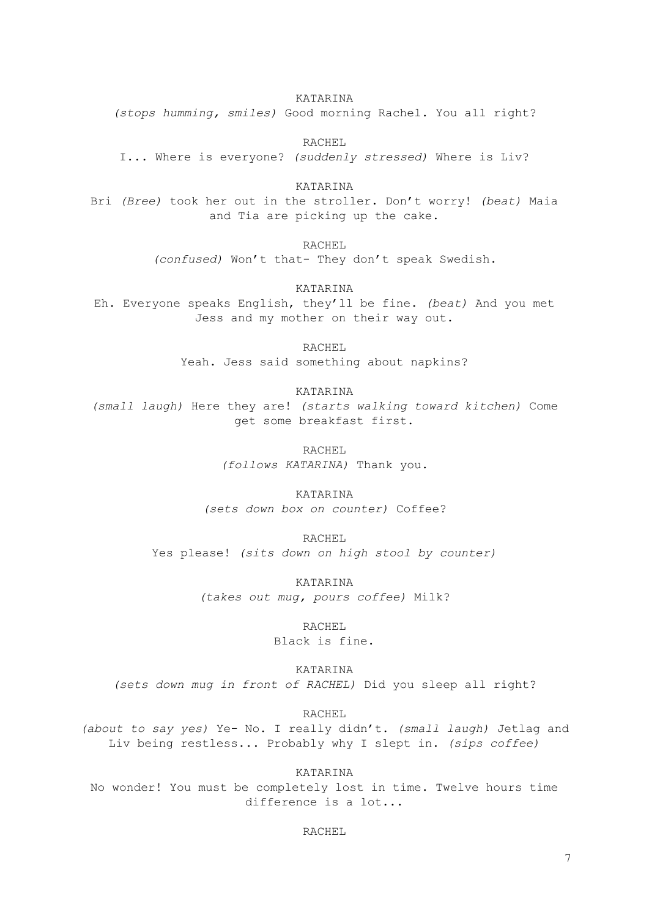KATARINA

*(stops humming, smiles)* Good morning Rachel. You all right?

RACHEL

I... Where is everyone? *(suddenly stressed)* Where is Liv?

KATARINA

Bri *(Bree)* took her out in the stroller. Don't worry! *(beat)* Maia and Tia are picking up the cake.

RACHEL

*(confused)* Won't that- They don't speak Swedish.

KATARINA

Eh. Everyone speaks English, they'll be fine. *(beat)* And you met Jess and my mother on their way out.

RACHEL

Yeah. Jess said something about napkins?

KATARINA

*(small laugh)* Here they are! *(starts walking toward kitchen)* Come get some breakfast first.

RACHEL

*(follows KATARINA)* Thank you.

KATARINA

*(sets down box on counter)* Coffee?

RACHEL

Yes please! *(sits down on high stool by counter)*

KATARINA

*(takes out mug, pours coffee)* Milk?

RACHEL

Black is fine.

KATARINA

*(sets down mug in front of RACHEL)* Did you sleep all right?

RACHEL

*(about to say yes)* Ye- No. I really didn't. *(small laugh)* Jetlag and Liv being restless... Probably why I slept in. *(sips coffee)*

KATARINA

No wonder! You must be completely lost in time. Twelve hours time difference is a lot...

RACHEL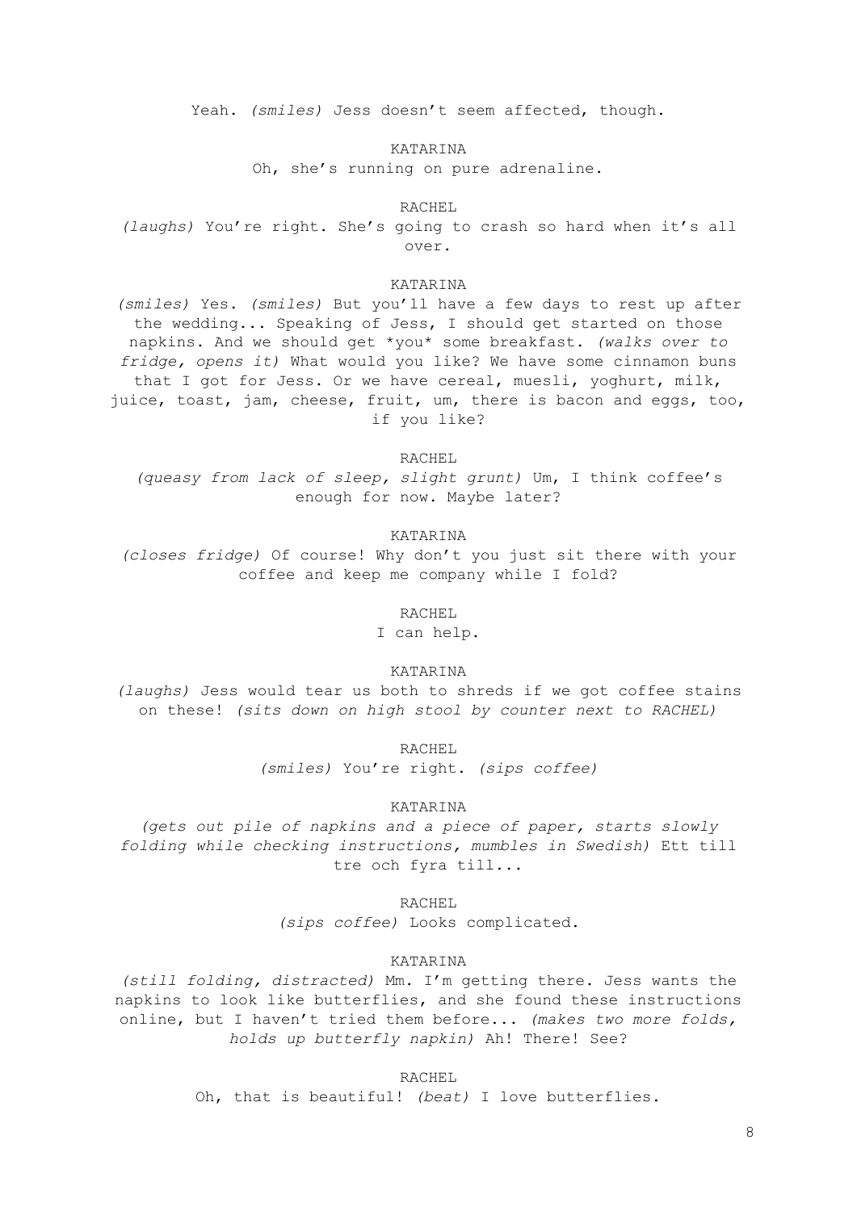Yeah. *(smiles)* Jess doesn't seem affected, though.

KATARINA

Oh, she's running on pure adrenaline.

RACHEL

*(laughs)* You're right. She's going to crash so hard when it's all over.

KATARINA

*(smiles)* Yes. *(smiles)* But you'll have a few days to rest up after the wedding... Speaking of Jess, I should get started on those napkins. And we should get *you* some breakfast. *(walks over to fridge, opens it)* What would you like? We have some cinnamon buns that I got for Jess. Or we have cereal, muesli, yoghurt, milk, juice, toast, jam, cheese, fruit, um, there is bacon and eggs, too, if you like?

RACHEL

*(queasy from lack of sleep, slight grunt)* Um, I think coffee's enough for now. Maybe later?

KATARINA

*(closes fridge)* Of course! Why don't you just sit there with your coffee and keep me company while I fold?

RACHEL

I can help.

KATARINA

*(laughs)* Jess would tear us both to shreds if we got coffee stains on these! *(sits down on high stool by counter next to RACHEL)*

RACHEL

*(smiles)* You're right. *(sips coffee)*

KATARINA

*(gets out pile of napkins and a piece of paper, starts slowly folding while checking instructions, mumbles in Swedish)* Ett till tre och fyra till...

RACHEL

*(sips coffee)* Looks complicated.

KATARINA

*(still folding, distracted)* Mm. I'm getting there. Jess wants the napkins to look like butterflies, and she found these instructions online, but I haven't tried them before... *(makes two more folds, holds up butterfly napkin)* Ah! There! See?

RACHEL

Oh, that is beautiful! *(beat)* I love butterflies.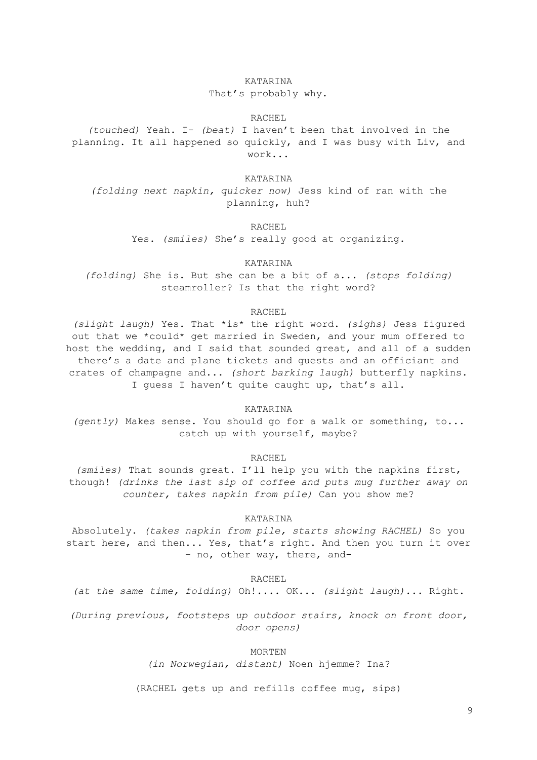KATARINA

That's probably why.

RACHEL

*(touched)* Yeah. I- *(beat)* I haven't been that involved in the planning. It all happened so quickly, and I was busy with Liv, and work...

KATARINA

*(folding next napkin, quicker now)* Jess kind of ran with the planning, huh?

RACHEL

Yes. *(smiles)* She's really good at organizing.

KATARINA

*(folding)* She is. But she can be a bit of a... *(stops folding)* steamroller? Is that the right word?

RACHEL

*(slight laugh)* Yes. That *is* the right word. *(sighs)* Jess figured out that we *could* get married in Sweden, and your mum offered to host the wedding, and I said that sounded great, and all of a sudden there's a date and plane tickets and guests and an officiant and crates of champagne and... *(short barking laugh)* butterfly napkins. I guess I haven't quite caught up, that's all.

KATARINA

*(gently)* Makes sense. You should go for a walk or something, to... catch up with yourself, maybe?

RACHEL

*(smiles)* That sounds great. I'll help you with the napkins first, though! *(drinks the last sip of coffee and puts mug further away on counter, takes napkin from pile)* Can you show me?

KATARINA

Absolutely. *(takes napkin from pile, starts showing RACHEL)* So you start here, and then... Yes, that's right. And then you turn it over – no, other way, there, and-

RACHEL

*(at the same time, folding)* Oh!.... OK... *(slight laugh)*... Right.

*(During previous, footsteps up outdoor stairs, knock on front door, door opens)*

MORTEN

*(in Norwegian, distant)* Noen hjemme? Ina?

(RACHEL gets up and refills coffee mug, sips)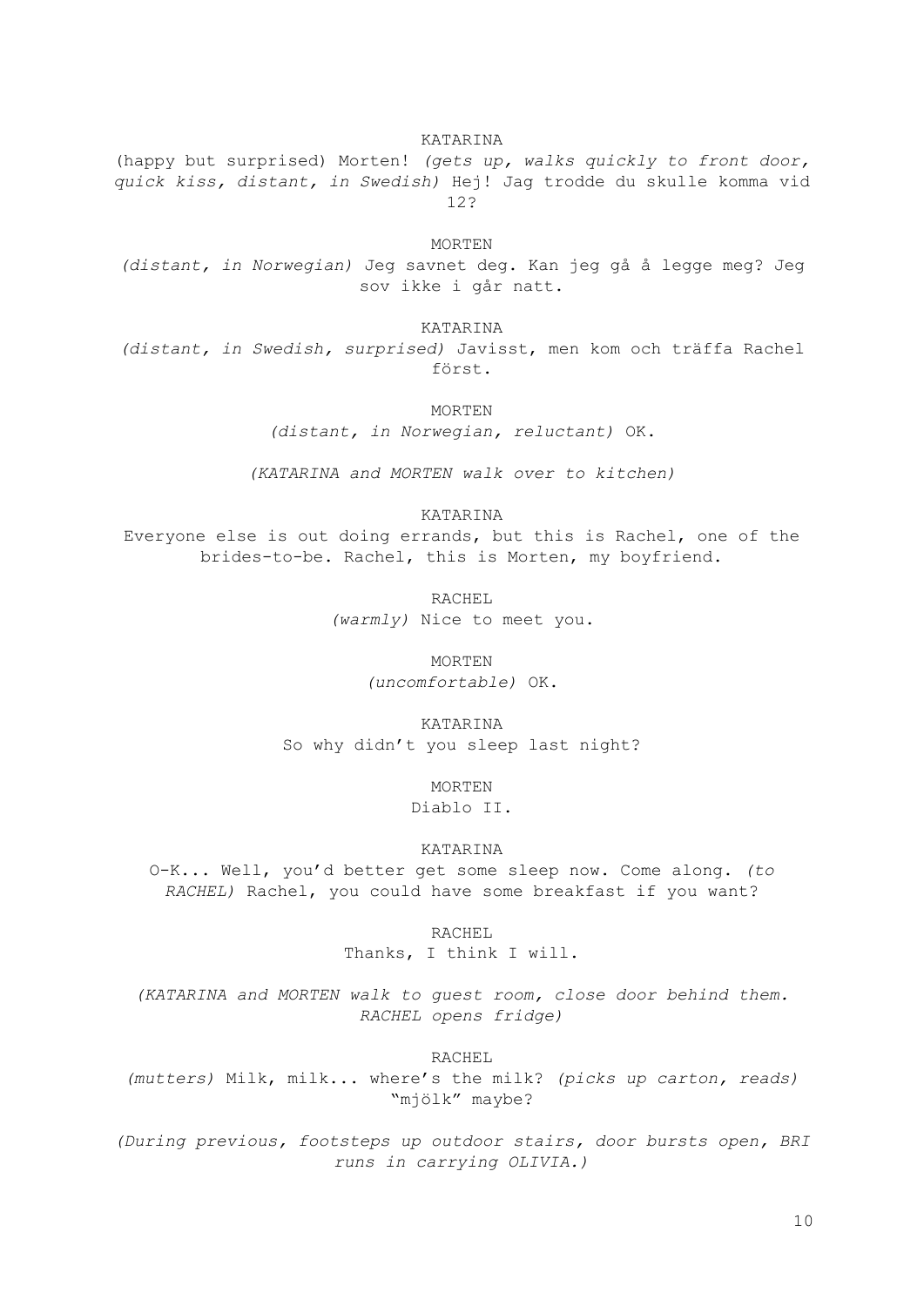KATARINA

(happy but surprised) Morten! *(gets up, walks quickly to front door, quick kiss, distant, in Swedish)* Hej! Jag trodde du skulle komma vid 12?

MORTEN

*(distant, in Norwegian)* Jeg savnet deg. Kan jeg gå å legge meg? Jeg sov ikke i går natt.

KATARINA

*(distant, in Swedish, surprised)* Javisst, men kom och träffa Rachel först.

MORTEN

*(distant, in Norwegian, reluctant)* OK.

*(KATARINA and MORTEN walk over to kitchen)*

KATARINA

Everyone else is out doing errands, but this is Rachel, one of the brides-to-be. Rachel, this is Morten, my boyfriend.

RACHEL

*(warmly)* Nice to meet you.

MORTEN

*(uncomfortable)* OK.

KATARINA

So why didn't you sleep last night?

MORTEN

Diablo II.

KATARINA

O-K... Well, you'd better get some sleep now. Come along. *(to RACHEL)* Rachel, you could have some breakfast if you want?

RACHEL

Thanks, I think I will.

*(KATARINA and MORTEN walk to guest room, close door behind them. RACHEL opens fridge)*

RACHEL

*(mutters)* Milk, milk... where's the milk? *(picks up carton, reads)* "mjölk" maybe?

*(During previous, footsteps up outdoor stairs, door bursts open, BRI runs in carrying OLIVIA.)*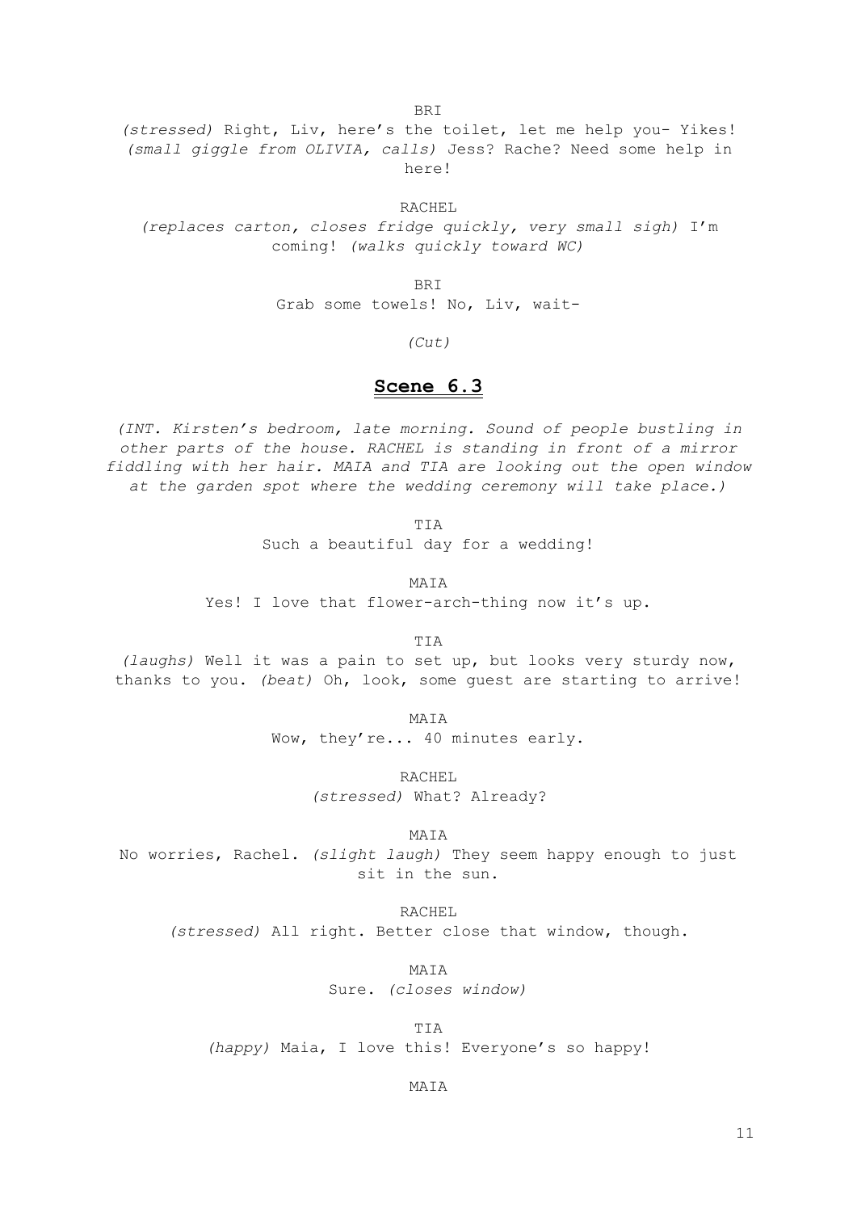BRI

*(stressed)* Right, Liv, here's the toilet, let me help you- Yikes! *(small giggle from OLIVIA, calls)* Jess? Rache? Need some help in here!

RACHEL

*(replaces carton, closes fridge quickly, very small sigh)* I'm coming! *(walks quickly toward WC)*

BRI

Grab some towels! No, Liv, wait-

*(Cut)*

## Scene 6.3

*(INT. Kirsten's bedroom, late morning. Sound of people bustling in other parts of the house. RACHEL is standing in front of a mirror fiddling with her hair. MAIA and TIA are looking out the open window at the garden spot where the wedding ceremony will take place.)*

TIA

Such a beautiful day for a wedding!

MAIA

Yes! I love that flower-arch-thing now it's up.

TIA

*(laughs)* Well it was a pain to set up, but looks very sturdy now, thanks to you. *(beat)* Oh, look, some guest are starting to arrive!

MAIA

Wow, they're... 40 minutes early.

RACHEL

*(stressed)* What? Already?

MAIA

No worries, Rachel. *(slight laugh)* They seem happy enough to just sit in the sun.

RACHEL

*(stressed)* All right. Better close that window, though.

MAIA

Sure. *(closes window)*

TIA

*(happy)* Maia, I love this! Everyone's so happy!

MAIA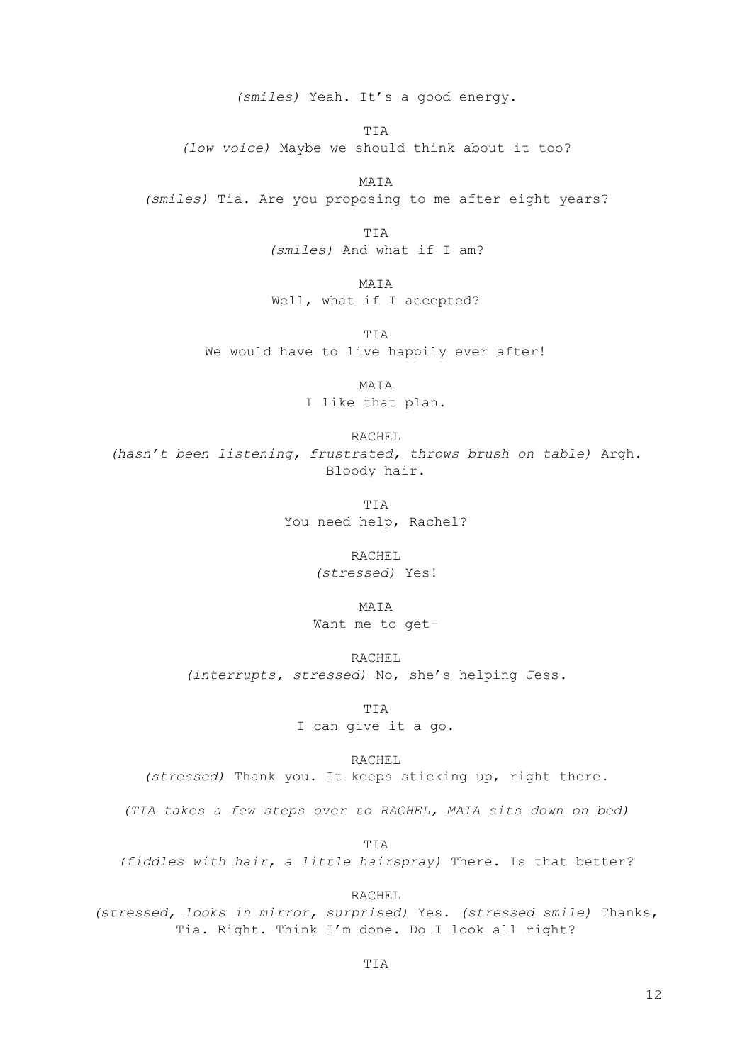*(smiles)* Yeah. It's a good energy.

TIA

*(low voice)* Maybe we should think about it too?

MAIA

*(smiles)* Tia. Are you proposing to me after eight years?

TIA

*(smiles)* And what if I am?

MAIA

Well, what if I accepted?

TIA

We would have to live happily ever after!

MAIA

I like that plan.

RACHEL

*(hasn't been listening, frustrated, throws brush on table)* Argh. Bloody hair.

TIA

You need help, Rachel?

RACHEL

*(stressed)* Yes!

MAIA

Want me to get-

RACHEL

*(interrupts, stressed)* No, she's helping Jess.

TIA

I can give it a go.

RACHEL

*(stressed)* Thank you. It keeps sticking up, right there.

*(TIA takes a few steps over to RACHEL, MAIA sits down on bed)*

TIA

*(fiddles with hair, a little hairspray)* There. Is that better?

RACHEL

*(stressed, looks in mirror, surprised)* Yes. *(stressed smile)* Thanks, Tia. Right. Think I'm done. Do I look all right?

TIA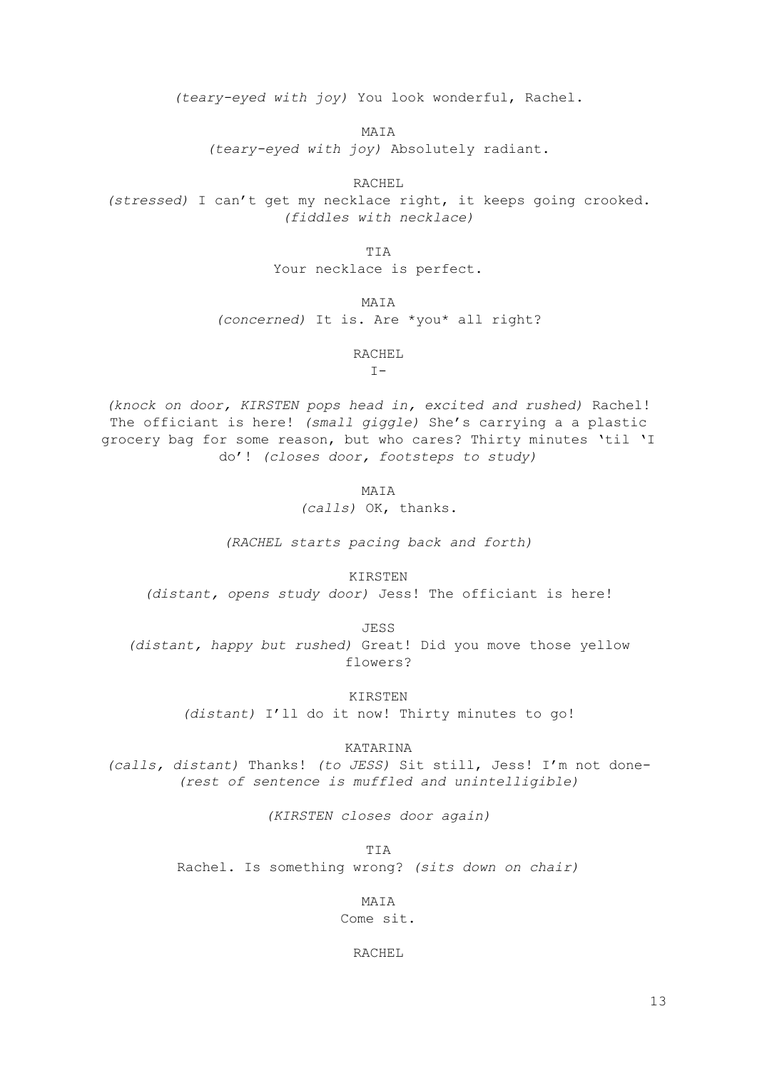*(teary-eyed with joy)* You look wonderful, Rachel.

MAIA

*(teary-eyed with joy)* Absolutely radiant.

RACHEL

*(stressed)* I can’t get my necklace right, it keeps going crooked. *(fiddles with necklace)*

TIA

Your necklace is perfect.

MAIA

*(concerned)* It is. Are *you* all right?

RACHEL

I-

*(knock on door, KIRSTEN pops head in, excited and rushed)* Rachel! The officiant is here! *(small giggle)* She’s carrying a a plastic grocery bag for some reason, but who cares? Thirty minutes ‘til ‘I do’! *(closes door, footsteps to study)*

MAIA

*(calls)* OK, thanks.

*(RACHEL starts pacing back and forth)*

KIRSTEN

*(distant, opens study door)* Jess! The officiant is here!

JESS

*(distant, happy but rushed)* Great! Did you move those yellow flowers?

KIRSTEN

*(distant)* I’ll do it now! Thirty minutes to go!

KATARINA

*(calls, distant)* Thanks! *(to JESS)* Sit still, Jess! I’m not done- *(rest of sentence is muffled and unintelligible)*

*(KIRSTEN closes door again)*

TIA

Rachel. Is something wrong? *(sits down on chair)*

MAIA

Come sit.

RACHEL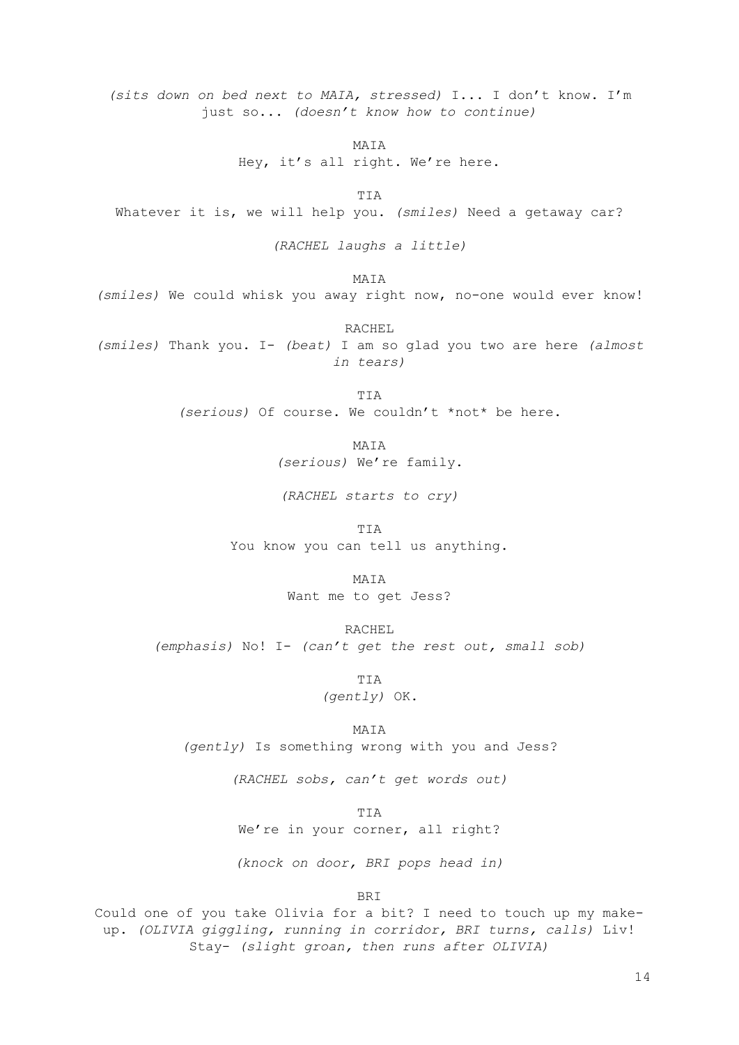*(sits down on bed next to MAIA, stressed)* I... I don't know. I'm just so... *(doesn't know how to continue)*

MAIA

Hey, it's all right. We're here.

TIA

Whatever it is, we will help you. *(smiles)* Need a getaway car?

*(RACHEL laughs a little)*

MAIA

*(smiles)* We could whisk you away right now, no-one would ever know!

RACHEL

*(smiles)* Thank you. I- *(beat)* I am so glad you two are here *(almost in tears)*

TIA

*(serious)* Of course. We couldn't *not* be here.

MAIA

*(serious)* We're family.

*(RACHEL starts to cry)*

TIA

You know you can tell us anything.

MAIA

Want me to get Jess?

RACHEL

*(emphasis)* No! I- *(can't get the rest out, small sob)*

TIA

*(gently)* OK.

MAIA

*(gently)* Is something wrong with you and Jess?

*(RACHEL sobs, can't get words out)*

TIA

We're in your corner, all right?

*(knock on door, BRI pops head in)*

BRI

Could one of you take Olivia for a bit? I need to touch up my make-up. *(OLIVIA giggling, running in corridor, BRI turns, calls)* Liv! Stay- *(slight groan, then runs after OLIVIA)*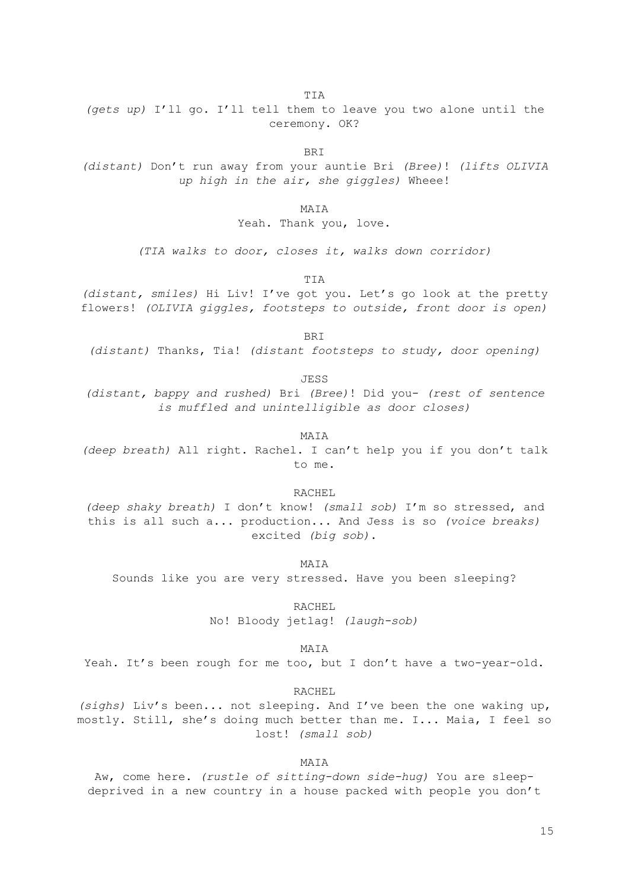TIA

*(gets up)* I'll go. I'll tell them to leave you two alone until the ceremony. OK?

BRI

*(distant)* Don't run away from your auntie Bri *(Bree)*! *(lifts OLIVIA up high in the air, she giggles)* Wheee!

MAIA

Yeah. Thank you, love.

*(TIA walks to door, closes it, walks down corridor)*

TIA

*(distant, smiles)* Hi Liv! I've got you. Let's go look at the pretty flowers! *(OLIVIA giggles, footsteps to outside, front door is open)*

BRI

*(distant)* Thanks, Tia! *(distant footsteps to study, door opening)*

JESS

*(distant, bappy and rushed)* Bri *(Bree)*! Did you- *(rest of sentence is muffled and unintelligible as door closes)*

MAIA

*(deep breath)* All right. Rachel. I can't help you if you don't talk to me.

RACHEL

*(deep shaky breath)* I don't know! *(small sob)* I'm so stressed, and this is all such a... production... And Jess is so *(voice breaks)* excited *(big sob)*.

MAIA

Sounds like you are very stressed. Have you been sleeping?

RACHEL

No! Bloody jetlag! *(laugh-sob)*

MAIA

Yeah. It's been rough for me too, but I don't have a two-year-old.

RACHEL

*(sighs)* Liv's been... not sleeping. And I've been the one waking up, mostly. Still, she's doing much better than me. I... Maia, I feel so lost! *(small sob)*

MAIA

Aw, come here. *(rustle of sitting-down side-hug)* You are sleep-deprived in a new country in a house packed with people you don't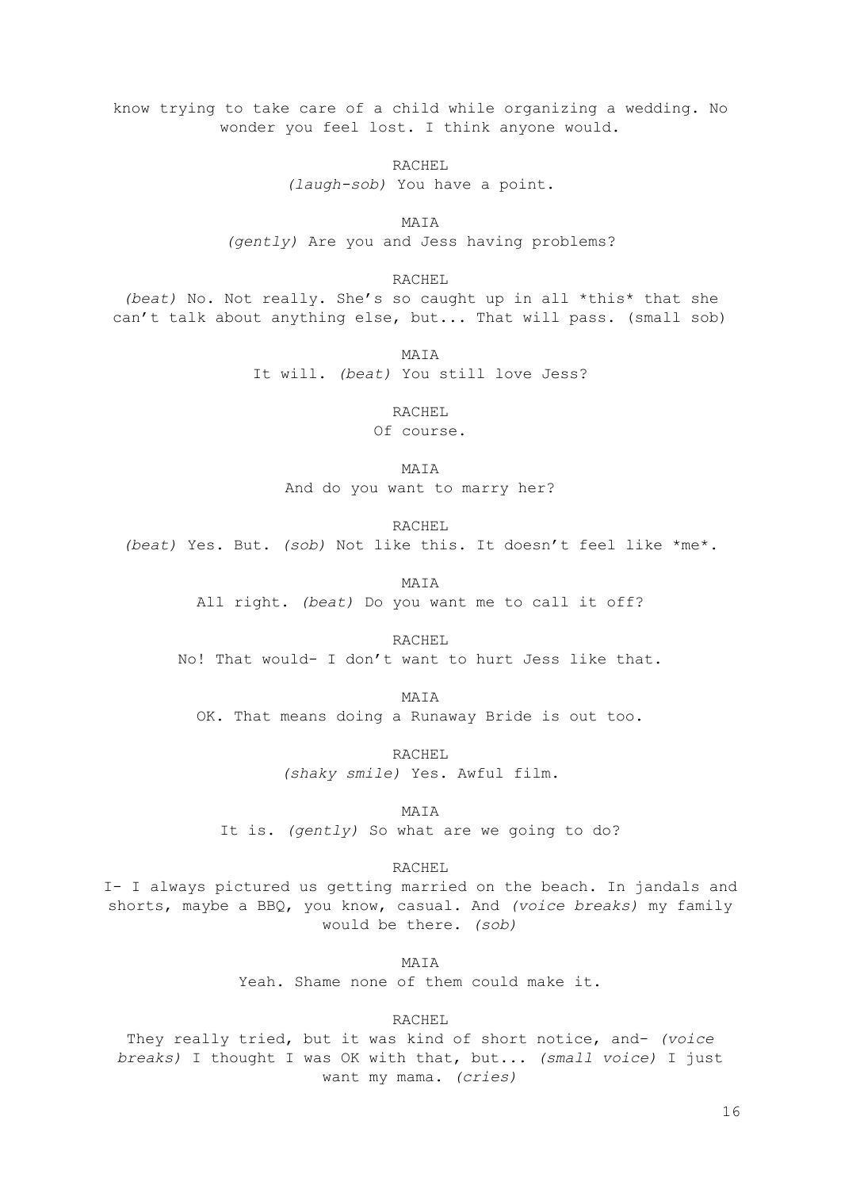know trying to take care of a child while organizing a wedding. No wonder you feel lost. I think anyone would.

RACHEL

*(laugh-sob)* You have a point.

MAIA

*(gently)* Are you and Jess having problems?

RACHEL

*(beat)* No. Not really. She's so caught up in all *this* that she can't talk about anything else, but... That will pass. (small sob)

MAIA

It will. *(beat)* You still love Jess?

RACHEL

Of course.

MAIA

And do you want to marry her?

RACHEL

*(beat)* Yes. But. *(sob)* Not like this. It doesn't feel like *me*.

MAIA

All right. *(beat)* Do you want me to call it off?

RACHEL

No! That would- I don't want to hurt Jess like that.

MAIA

OK. That means doing a Runaway Bride is out too.

RACHEL

*(shaky smile)* Yes. Awful film.

MAIA

It is. *(gently)* So what are we going to do?

RACHEL

I- I always pictured us getting married on the beach. In jandals and shorts, maybe a BBQ, you know, casual. And *(voice breaks)* my family would be there. *(sob)*

MAIA

Yeah. Shame none of them could make it.

RACHEL

They really tried, but it was kind of short notice, and- *(voice breaks)* I thought I was OK with that, but... *(small voice)* I just want my mama. *(cries)*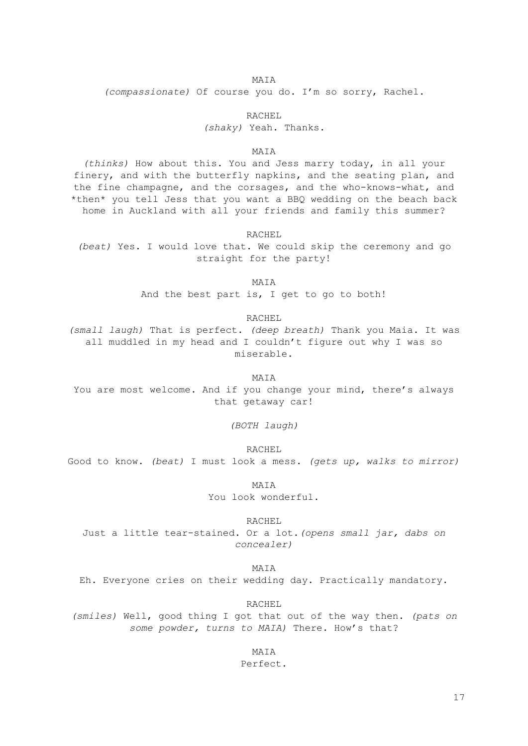MAIA

*(compassionate)* Of course you do. I'm so sorry, Rachel.

RACHEL

*(shaky)* Yeah. Thanks.

MAIA

*(thinks)* How about this. You and Jess marry today, in all your finery, and with the butterfly napkins, and the seating plan, and the fine champagne, and the corsages, and the who-knows-what, and *then* you tell Jess that you want a BBQ wedding on the beach back home in Auckland with all your friends and family this summer?

RACHEL

*(beat)* Yes. I would love that. We could skip the ceremony and go straight for the party!

MAIA

And the best part is, I get to go to both!

RACHEL

*(small laugh)* That is perfect. *(deep breath)* Thank you Maia. It was all muddled in my head and I couldn't figure out why I was so miserable.

MAIA

You are most welcome. And if you change your mind, there's always that getaway car!

*(BOTH laugh)*

RACHEL

Good to know. *(beat)* I must look a mess. *(gets up, walks to mirror)*

MAIA

You look wonderful.

RACHEL

Just a little tear-stained. Or a lot.*(opens small jar, dabs on concealer)*

MAIA

Eh. Everyone cries on their wedding day. Practically mandatory.

RACHEL

*(smiles)* Well, good thing I got that out of the way then. *(pats on some powder, turns to MAIA)* There. How's that?

MAIA

Perfect.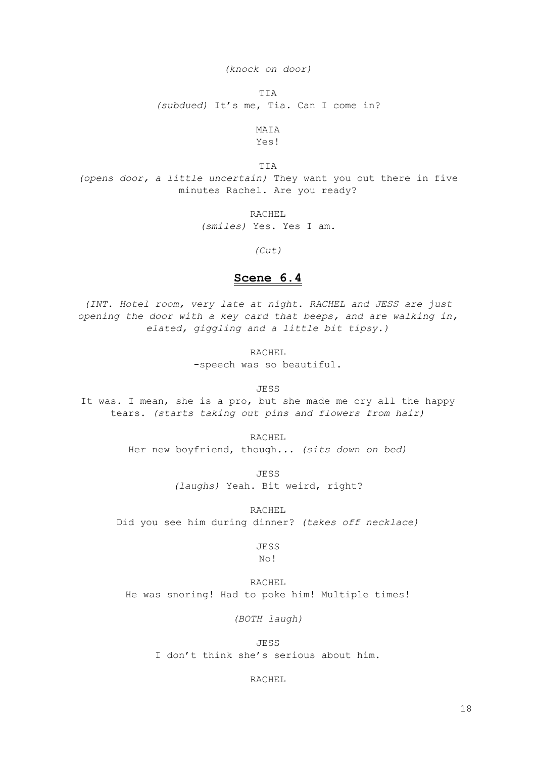*(knock on door)*

TIA

*(subdued)* It's me, Tia. Can I come in?

MAIA

Yes!

TIA

*(opens door, a little uncertain)* They want you out there in five minutes Rachel. Are you ready?

RACHEL

*(smiles)* Yes. Yes I am.

*(Cut)*

## **Scene 6.4**

*(INT. Hotel room, very late at night. RACHEL and JESS are just opening the door with a key card that beeps, and are walking in, elated, giggling and a little bit tipsy.)*

RACHEL

-speech was so beautiful.

JESS

It was. I mean, she is a pro, but she made me cry all the happy tears. *(starts taking out pins and flowers from hair)*

RACHEL

Her new boyfriend, though... *(sits down on bed)*

JESS

*(laughs)* Yeah. Bit weird, right?

RACHEL

Did you see him during dinner? *(takes off necklace)*

JESS

No!

RACHEL

He was snoring! Had to poke him! Multiple times!

*(BOTH laugh)*

JESS

I don't think she's serious about him.

RACHEL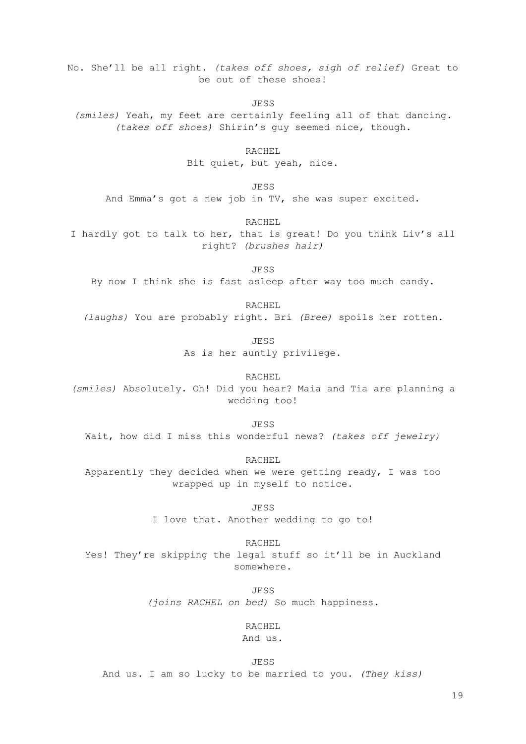No. She'll be all right. *(takes off shoes, sigh of relief)* Great to be out of these shoes!

JESS

*(smiles)* Yeah, my feet are certainly feeling all of that dancing. *(takes off shoes)* Shirin's guy seemed nice, though.

RACHEL

Bit quiet, but yeah, nice.

JESS

And Emma's got a new job in TV, she was super excited.

RACHEL

I hardly got to talk to her, that is great! Do you think Liv's all right? *(brushes hair)*

JESS

By now I think she is fast asleep after way too much candy.

RACHEL

*(laughs)* You are probably right. Bri *(Bree)* spoils her rotten.

JESS

As is her auntly privilege.

RACHEL

*(smiles)* Absolutely. Oh! Did you hear? Maia and Tia are planning a wedding too!

JESS

Wait, how did I miss this wonderful news? *(takes off jewelry)*

RACHEL

Apparently they decided when we were getting ready, I was too wrapped up in myself to notice.

JESS

I love that. Another wedding to go to!

RACHEL

Yes! They're skipping the legal stuff so it'll be in Auckland somewhere.

JESS

*(joins RACHEL on bed)* So much happiness.

RACHEL

And us.

JESS

And us. I am so lucky to be married to you. *(They kiss)*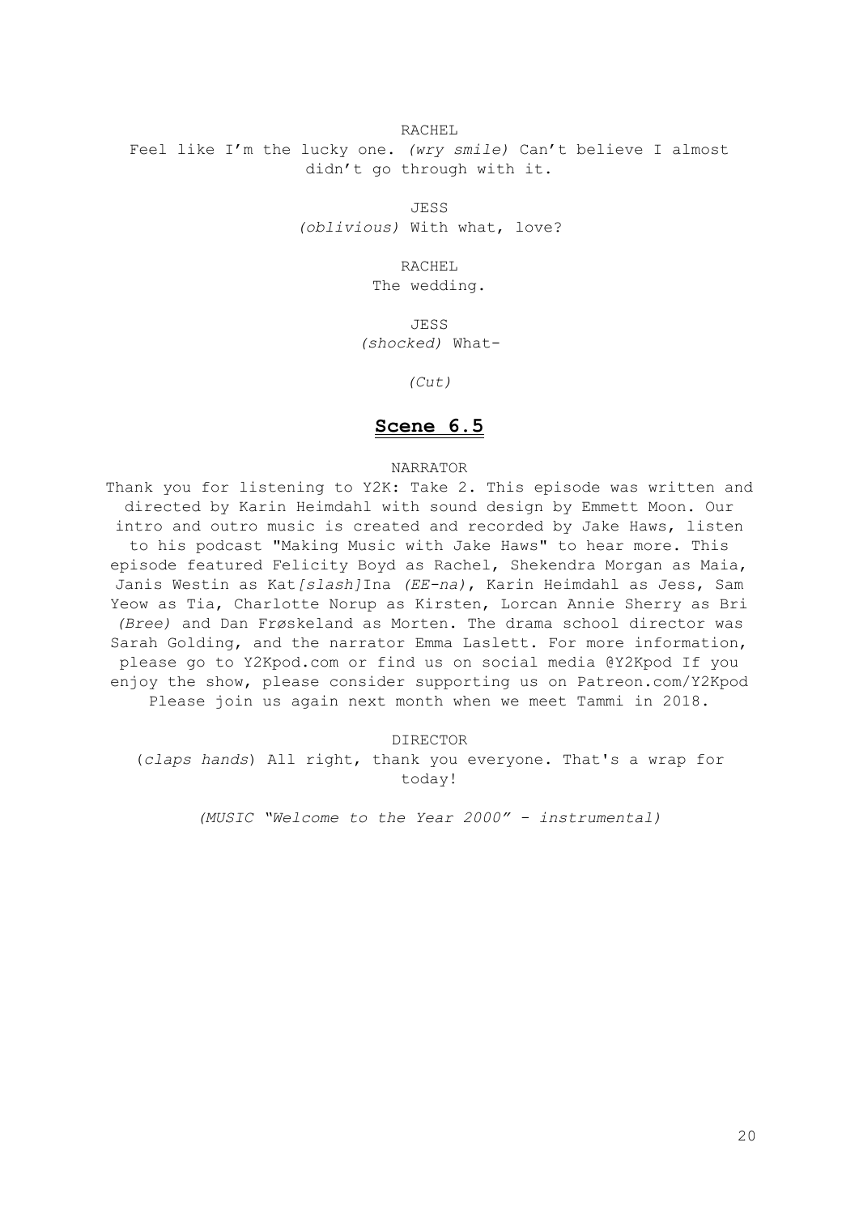RACHEL

Feel like I'm the lucky one. *(wry smile)* Can't believe I almost didn't go through with it.

JESS

*(oblivious)* With what, love?

RACHEL

The wedding.

JESS

*(shocked)* What-

*(Cut)*

## **Scene 6.5**

NARRATOR

Thank you for listening to Y2K: Take 2. This episode was written and directed by Karin Heimdahl with sound design by Emmett Moon. Our intro and outro music is created and recorded by Jake Haws, listen to his podcast "Making Music with Jake Haws" to hear more. This episode featured Felicity Boyd as Rachel, Shekendra Morgan as Maia, Janis Westin as Kat*[slash]*Ina *(EE-na)*, Karin Heimdahl as Jess, Sam Yeow as Tia, Charlotte Norup as Kirsten, Lorcan Annie Sherry as Bri *(Bree)* and Dan Frøskeland as Morten. The drama school director was Sarah Golding, and the narrator Emma Laslett. For more information, please go to Y2Kpod.com or find us on social media @Y2Kpod If you enjoy the show, please consider supporting us on Patreon.com/Y2Kpod Please join us again next month when we meet Tammi in 2018.

DIRECTOR

(*claps hands*) All right, thank you everyone. That's a wrap for today!

*(MUSIC "Welcome to the Year 2000" - instrumental)*